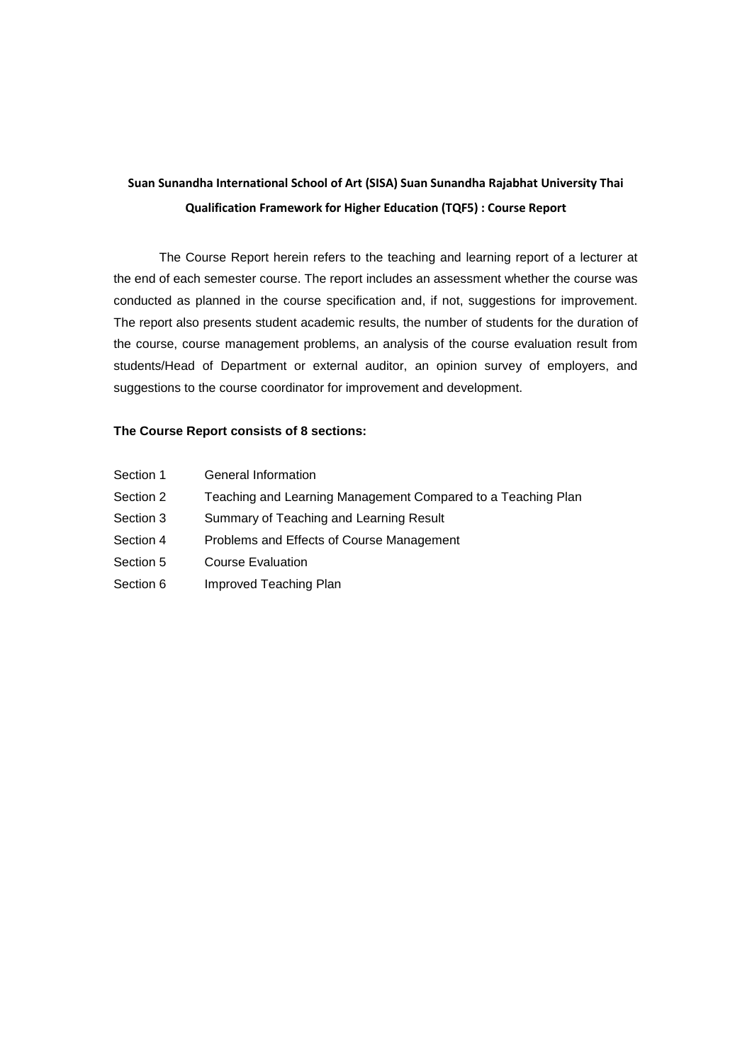**Suan Sunandha International School of Art (SISA) Suan Sunandha Rajabhat University Thai Qualification Framework for Higher Education (TQF5) : Course Report**

The Course Report herein refers to the teaching and learning report of a lecturer at the end of each semester course. The report includes an assessment whether the course was conducted as planned in the course specification and, if not, suggestions for improvement. The report also presents student academic results, the number of students for the duration of the course, course management problems, an analysis of the course evaluation result from students/Head of Department or external auditor, an opinion survey of employers, and suggestions to the course coordinator for improvement and development.

**The Course Report consists of 8 sections:**

Section 1 General Information

Section 2 Teaching and Learning Management Compared to a Teaching Plan

Section 3 Summary of Teaching and Learning Result

Section 4 Problems and Effects of Course Management

Section 5 Course Evaluation

Section 6 Improved Teaching Plan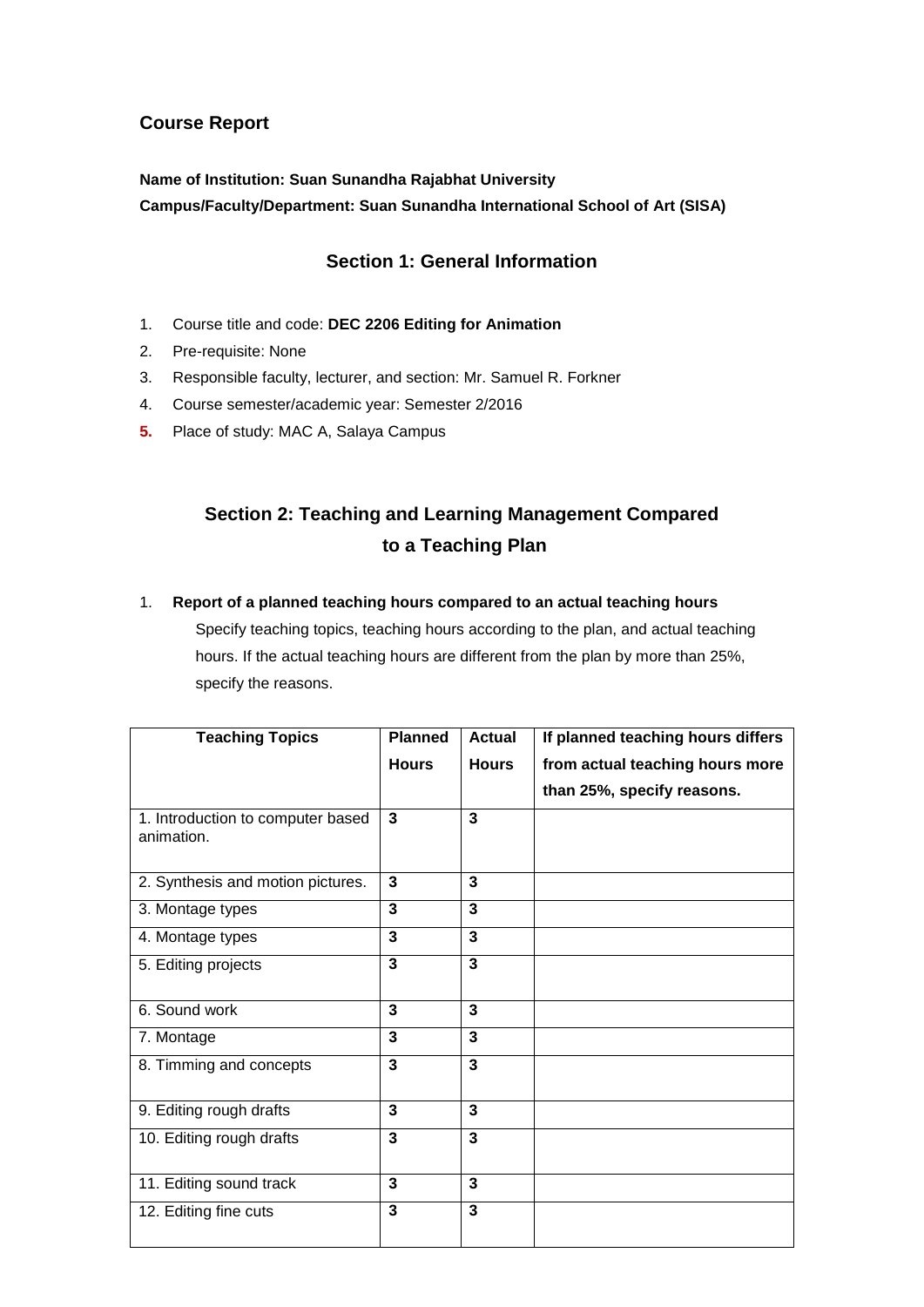## Course Report

**Name of Institution: Suan Sunandha Rajabhat University**
**Campus/Faculty/Department: Suan Sunandha International School of Art (SISA)**

### Section 1: General Information

1. Course title and code: **DEC 2206 Editing for Animation**
2. Pre-requisite: None
3. Responsible faculty, lecturer, and section: Mr. Samuel R. Forkner
4. Course semester/academic year: Semester 2/2016
5. Place of study: MAC A, Salaya Campus

### Section 2: Teaching and Learning Management Compared to a Teaching Plan

1. **Report of a planned teaching hours compared to an actual teaching hours**
   Specify teaching topics, teaching hours according to the plan, and actual teaching hours. If the actual teaching hours are different from the plan by more than 25%, specify the reasons.

| Teaching Topics | Planned Hours | Actual Hours | If planned teaching hours differs from actual teaching hours more than 25%, specify reasons. |
|---|---|---|---|
| 1. Introduction to computer based animation. | **3** | **3** | |
| 2. Synthesis and motion pictures. | **3** | **3** | |
| 3. Montage types | **3** | **3** | |
| 4. Montage types | **3** | **3** | |
| 5. Editing projects | **3** | **3** | |
| 6. Sound work | **3** | **3** | |
| 7. Montage | **3** | **3** | |
| 8. Timming and concepts | **3** | **3** | |
| 9. Editing rough drafts | **3** | **3** | |
| 10. Editing rough drafts | **3** | **3** | |
| 11. Editing sound track | **3** | **3** | |
| 12. Editing fine cuts | **3** | **3** | |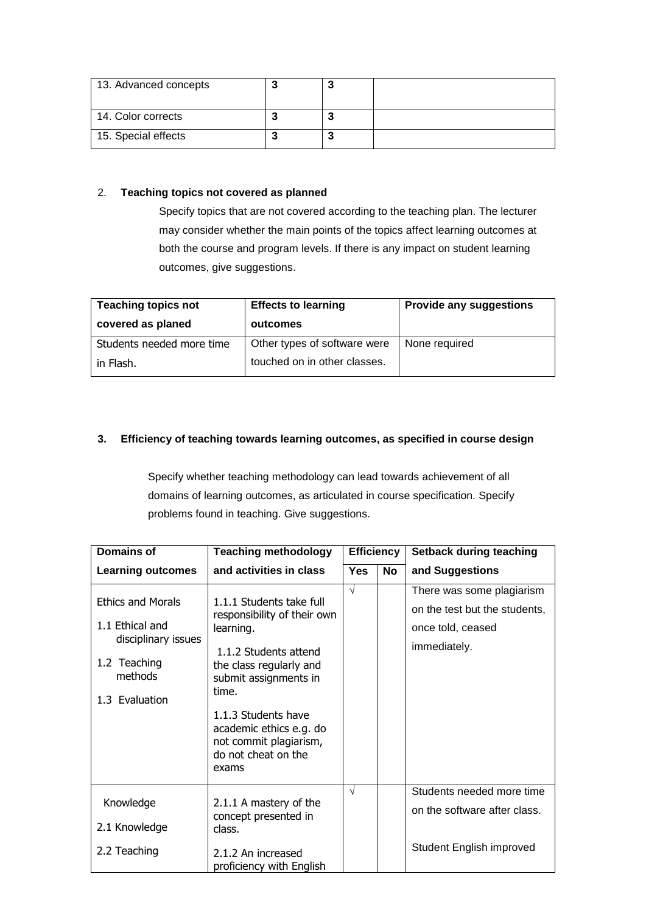| 13. Advanced concepts | **3** | **3** | |
|---|---|---|---|
| 14. Color corrects | **3** | **3** | |
| 15. Special effects | **3** | **3** | |

2. **Teaching topics not covered as planned**

   Specify topics that are not covered according to the teaching plan. The lecturer may consider whether the main points of the topics affect learning outcomes at both the course and program levels. If there is any impact on student learning outcomes, give suggestions.

| **Teaching topics not covered as planed** | **Effects to learning outcomes** | **Provide any suggestions** |
|---|---|---|
| Students needed more time in Flash. | Other types of software were touched on in other classes. | None required |

**3. Efficiency of teaching towards learning outcomes, as specified in course design**

Specify whether teaching methodology can lead towards achievement of all domains of learning outcomes, as articulated in course specification. Specify problems found in teaching. Give suggestions.

| **Domains of Learning outcomes** | **Teaching methodology and activities in class** | **Efficiency** | | **Setback during teaching and Suggestions** |
|---|---|---|---|---|
| | | **Yes** | **No** | |
| Ethics and Morals<br>1.1 Ethical and disciplinary issues<br>1.2 Teaching methods<br>1.3 Evaluation | 1.1.1 Students take full responsibility of their own learning.<br>1.1.2 Students attend the class regularly and submit assignments in time.<br>1.1.3 Students have academic ethics e.g. do not commit plagiarism, do not cheat on the exams | √ | | There was some plagiarism on the test but the students, once told, ceased immediately. |
| Knowledge<br>2.1 Knowledge<br>2.2 Teaching | 2.1.1 A mastery of the concept presented in class.<br>2.1.2 An increased proficiency with English | √ | | Students needed more time on the software after class.<br>Student English improved |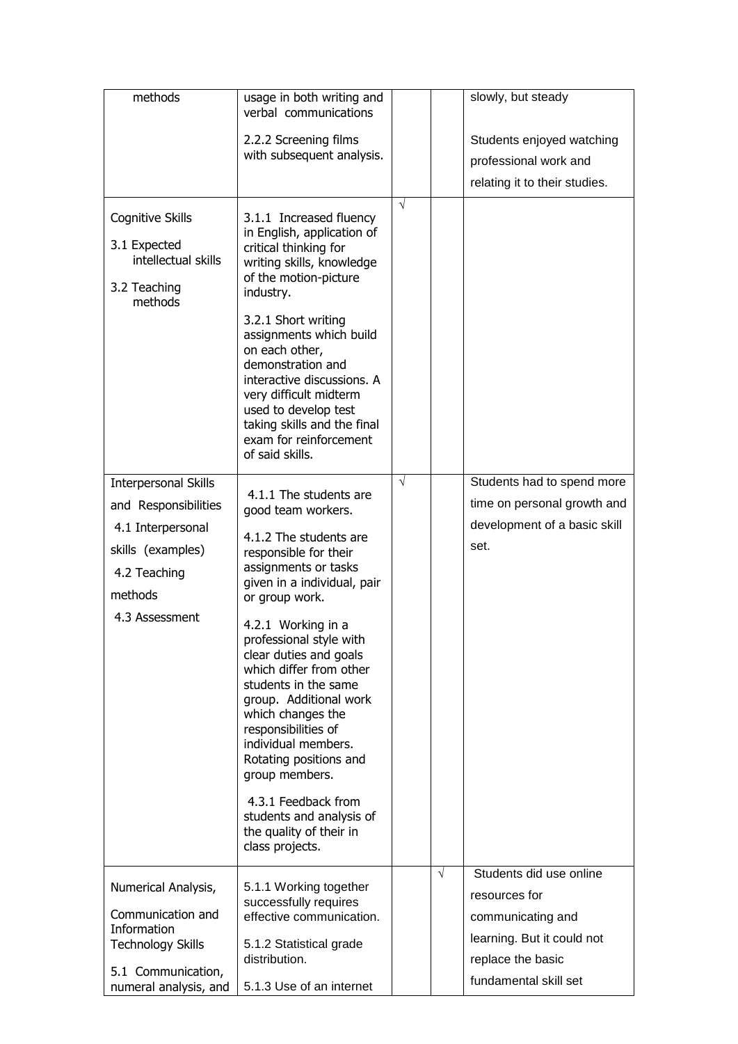| | | | | |
|---|---|---|---|---|
| methods | usage in both writing and verbal communications<br><br>2.2.2 Screening films with subsequent analysis. | | | slowly, but steady<br><br>Students enjoyed watching professional work and relating it to their studies. |
| Cognitive Skills<br><br>3.1 Expected intellectual skills<br><br>3.2 Teaching methods | 3.1.1 Increased fluency in English, application of critical thinking for writing skills, knowledge of the motion-picture industry.<br><br>3.2.1 Short writing assignments which build on each other, demonstration and interactive discussions. A very difficult midterm used to develop test taking skills and the final exam for reinforcement of said skills. | √ | | |
| Interpersonal Skills and Responsibilities<br><br>4.1 Interpersonal skills (examples)<br><br>4.2 Teaching methods<br><br>4.3 Assessment | 4.1.1 The students are good team workers.<br><br>4.1.2 The students are responsible for their assignments or tasks given in a individual, pair or group work.<br><br>4.2.1 Working in a professional style with clear duties and goals which differ from other students in the same group. Additional work which changes the responsibilities of individual members. Rotating positions and group members.<br><br>4.3.1 Feedback from students and analysis of the quality of their in class projects. | √ | | Students had to spend more time on personal growth and development of a basic skill set. |
| Numerical Analysis, Communication and Information Technology Skills<br><br>5.1 Communication, numeral analysis, and | 5.1.1 Working together successfully requires effective communication.<br><br>5.1.2 Statistical grade distribution.<br><br>5.1.3 Use of an internet | | √ | Students did use online resources for communicating and learning. But it could not replace the basic fundamental skill set |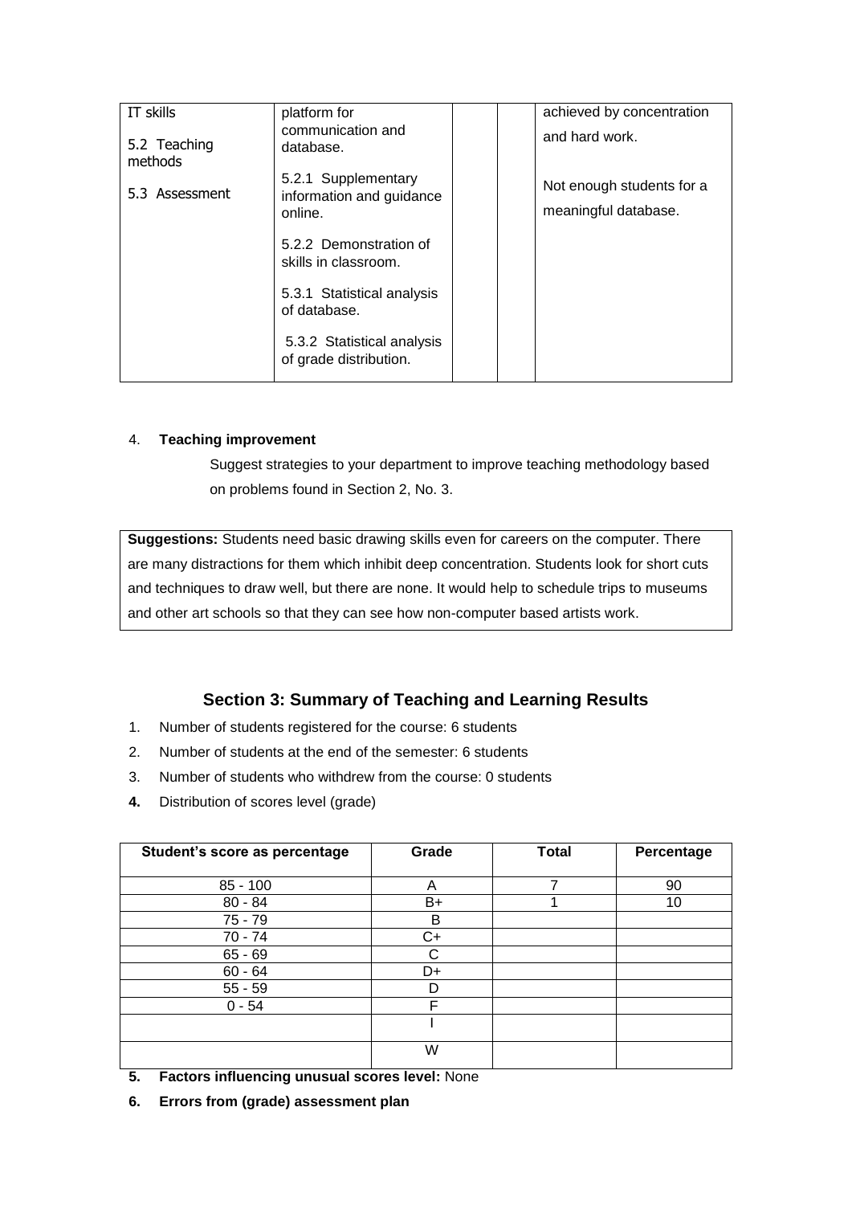| IT skills<br><br>5.2 Teaching methods<br><br>5.3 Assessment | platform for communication and database.<br><br>5.2.1 Supplementary information and guidance online.<br><br>5.2.2 Demonstration of skills in classroom.<br><br>5.3.1 Statistical analysis of database.<br><br>5.3.2 Statistical analysis of grade distribution. | | | achieved by concentration and hard work.<br><br>Not enough students for a meaningful database. |
|---|---|---|---|---|

4. **Teaching improvement**

   Suggest strategies to your department to improve teaching methodology based on problems found in Section 2, No. 3.

| **Suggestions:** Students need basic drawing skills even for careers on the computer. There are many distractions for them which inhibit deep concentration. Students look for short cuts and techniques to draw well, but there are none. It would help to schedule trips to museums and other art schools so that they can see how non-computer based artists work. |
|---|

## Section 3: Summary of Teaching and Learning Results

1. Number of students registered for the course: 6 students
2. Number of students at the end of the semester: 6 students
3. Number of students who withdrew from the course: 0 students
4. Distribution of scores level (grade)

| Student's score as percentage | Grade | Total | Percentage |
|---|---|---|---|
| 85 - 100 | A | 7 | 90 |
| 80 - 84 | B+ | 1 | 10 |
| 75 - 79 | B | | |
| 70 - 74 | C+ | | |
| 65 - 69 | C | | |
| 60 - 64 | D+ | | |
| 55 - 59 | D | | |
| 0 - 54 | F | | |
| | I | | |
| | W | | |

5. **Factors influencing unusual scores level:** None
6. **Errors from (grade) assessment plan**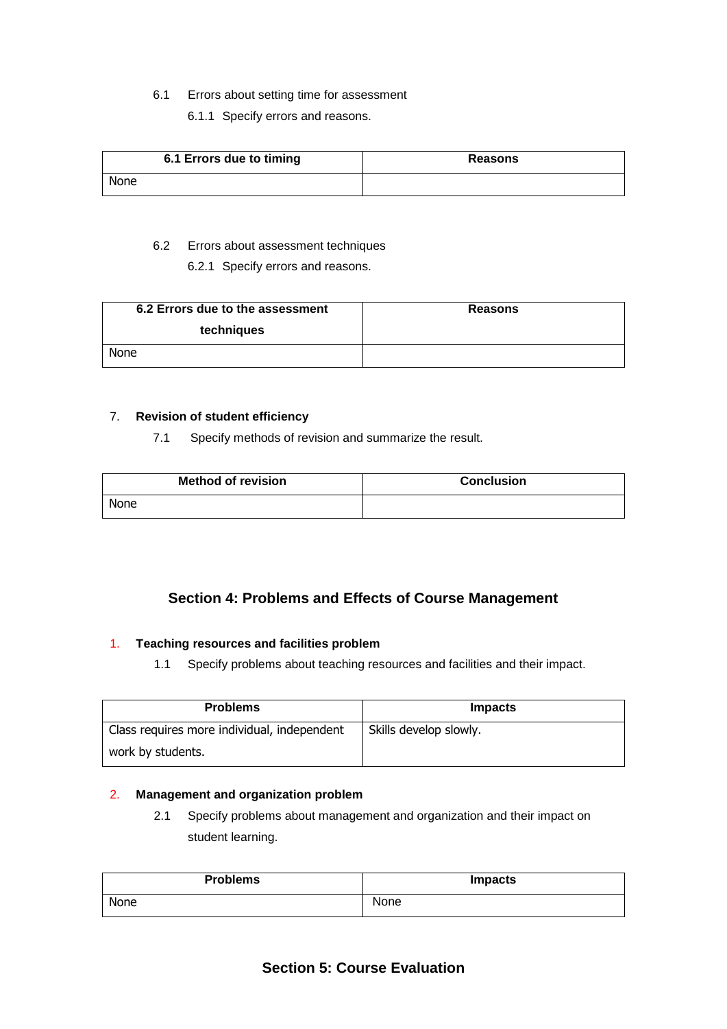6.1 Errors about setting time for assessment

6.1.1 Specify errors and reasons.

| 6.1 Errors due to timing | Reasons |
|---|---|
| None | |

6.2 Errors about assessment techniques

6.2.1 Specify errors and reasons.

| 6.2 Errors due to the assessment techniques | Reasons |
|---|---|
| None | |

7. **Revision of student efficiency**

7.1 Specify methods of revision and summarize the result.

| Method of revision | Conclusion |
|---|---|
| None | |

## Section 4: Problems and Effects of Course Management

1. **Teaching resources and facilities problem**

1.1 Specify problems about teaching resources and facilities and their impact.

| Problems | Impacts |
|---|---|
| Class requires more individual, independent work by students. | Skills develop slowly. |

2. **Management and organization problem**

2.1 Specify problems about management and organization and their impact on student learning.

| Problems | Impacts |
|---|---|
| None | None |

## Section 5: Course Evaluation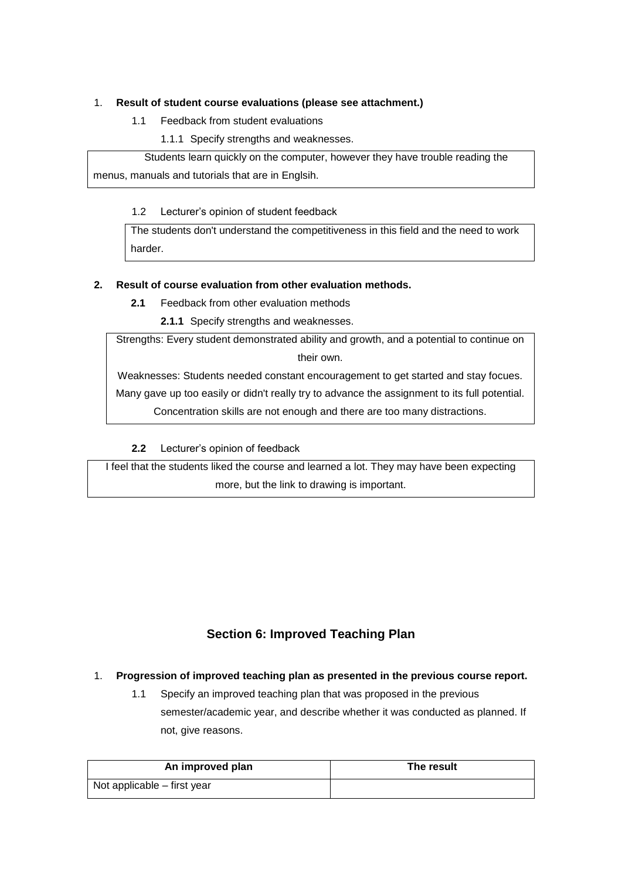1. **Result of student course evaluations (please see attachment.)**

    1.1 Feedback from student evaluations

    1.1.1 Specify strengths and weaknesses.

| Students learn quickly on the computer, however they have trouble reading the menus, manuals and tutorials that are in Englsih. |
|---|

    1.2 Lecturer's opinion of student feedback

| The students don't understand the competitiveness in this field and the need to work harder. |
|---|

2. **Result of course evaluation from other evaluation methods.**

    **2.1** Feedback from other evaluation methods

    **2.1.1** Specify strengths and weaknesses.

| Strengths: Every student demonstrated ability and growth, and a potential to continue on their own.<br>Weaknesses: Students needed constant encouragement to get started and stay focues. Many gave up too easily or didn't really try to advance the assignment to its full potential. Concentration skills are not enough and there are too many distractions. |
|---|

    **2.2** Lecturer's opinion of feedback

| I feel that the students liked the course and learned a lot. They may have been expecting more, but the link to drawing is important. |
|---|

## Section 6: Improved Teaching Plan

1. **Progression of improved teaching plan as presented in the previous course report.**

    1.1 Specify an improved teaching plan that was proposed in the previous semester/academic year, and describe whether it was conducted as planned. If not, give reasons.

| An improved plan | The result |
|---|---|
| Not applicable – first year | |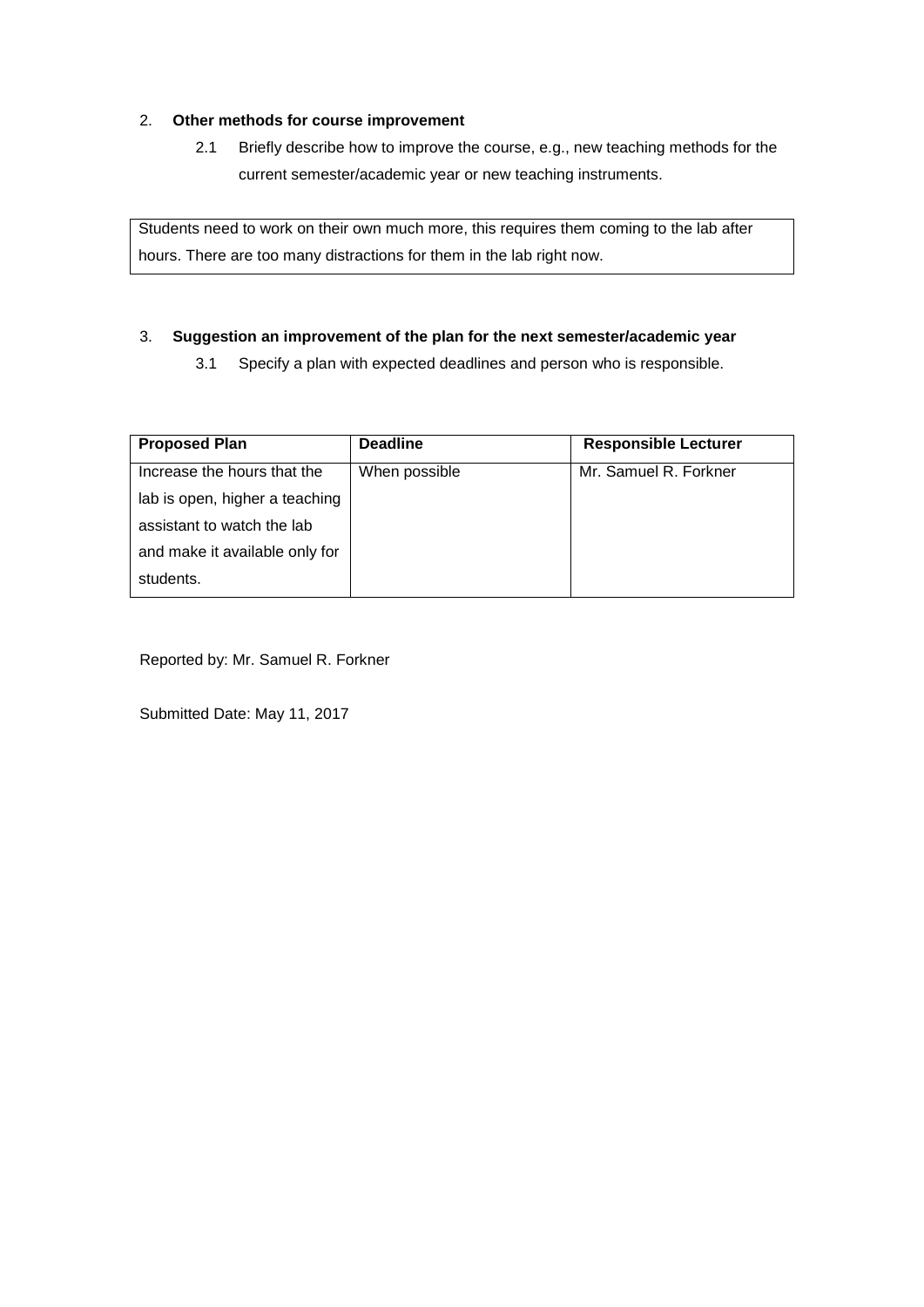2. **Other methods for course improvement**

    2.1 Briefly describe how to improve the course, e.g., new teaching methods for the current semester/academic year or new teaching instruments.

| |
|---|
| Students need to work on their own much more, this requires them coming to the lab after hours. There are too many distractions for them in the lab right now. |

3. **Suggestion an improvement of the plan for the next semester/academic year**

    3.1 Specify a plan with expected deadlines and person who is responsible.

| **Proposed Plan** | **Deadline** | **Responsible Lecturer** |
|---|---|---|
| Increase the hours that the lab is open, higher a teaching assistant to watch the lab and make it available only for students. | When possible | Mr. Samuel R. Forkner |

Reported by: Mr. Samuel R. Forkner

Submitted Date: May 11, 2017